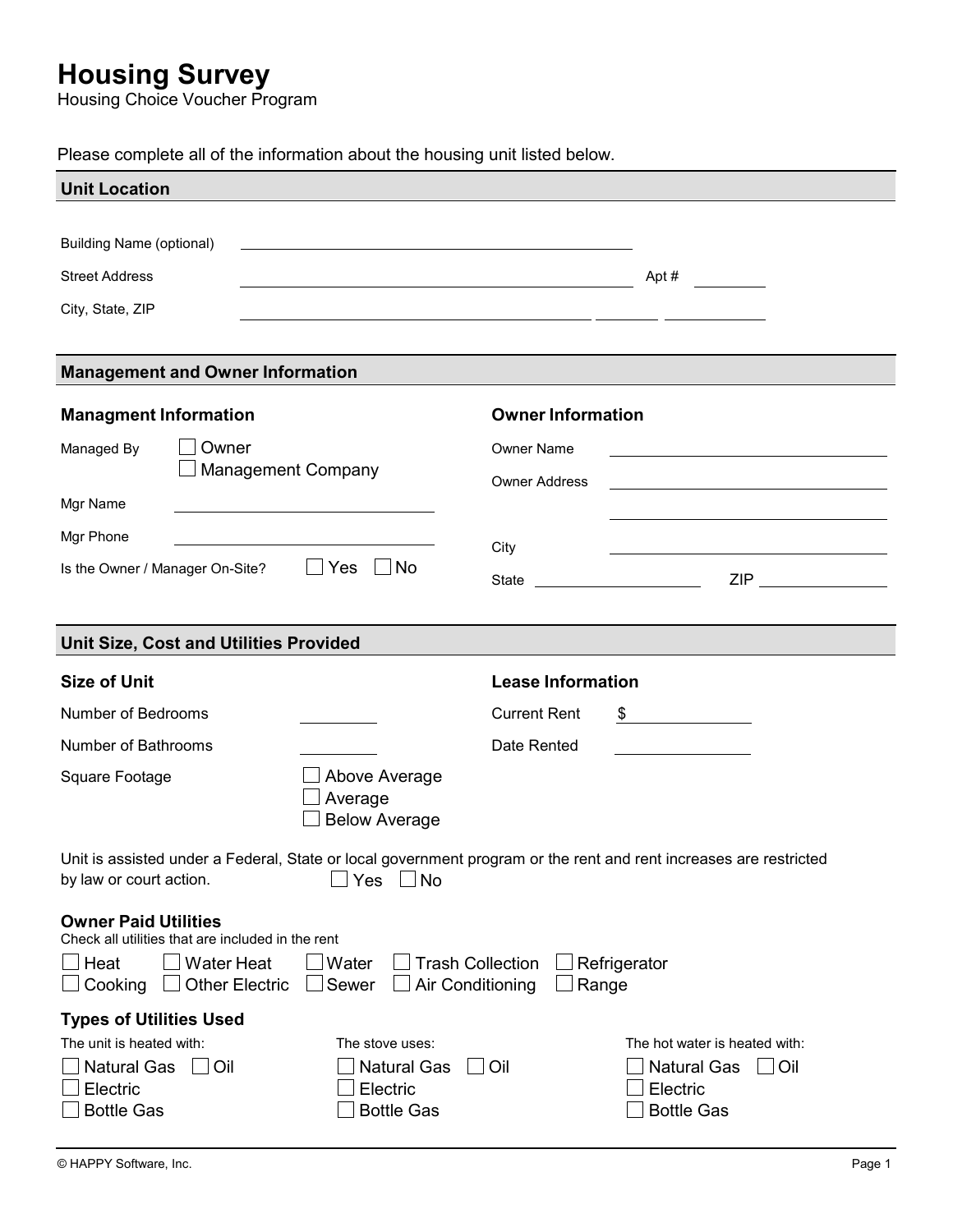# Housing Survey

Housing Choice Voucher Program

Please complete all of the information about the housing unit listed below.

## Unit Location

Building Name (optional) ______________________________

Street Address ______________________________ Apt # ________

City, State, ZIP ______________________________ ________ ________

## Management and Owner Information

### Managment Information

Managed By ☐ Owner
☐ Management Company

Mgr Name ______________________________

Mgr Phone ______________________________

Is the Owner / Manager On-Site? ☐ Yes ☐ No

### Owner Information

Owner Name ______________________________

Owner Address ______________________________

______________________________

City ______________________________

State ______________________________ ZIP ______________________________

## Unit Size, Cost and Utilities Provided

### Size of Unit

Number of Bedrooms ________

Number of Bathrooms ________

Square Footage ☐ Above Average
☐ Average
☐ Below Average

### Lease Information

Current Rent $ ________________

Date Rented ________________

Unit is assisted under a Federal, State or local government program or the rent and rent increases are restricted by law or court action. ☐ Yes ☐ No

### Owner Paid Utilities

Check all utilities that are included in the rent

☐ Heat ☐ Water Heat ☐ Water ☐ Trash Collection ☐ Refrigerator
☐ Cooking ☐ Other Electric ☐ Sewer ☐ Air Conditioning ☐ Range

### Types of Utilities Used

The unit is heated with:
☐ Natural Gas ☐ Oil
☐ Electric
☐ Bottle Gas

The stove uses:
☐ Natural Gas ☐ Oil
☐ Electric
☐ Bottle Gas

The hot water is heated with:
☐ Natural Gas ☐ Oil
☐ Electric
☐ Bottle Gas

© HAPPY Software, Inc.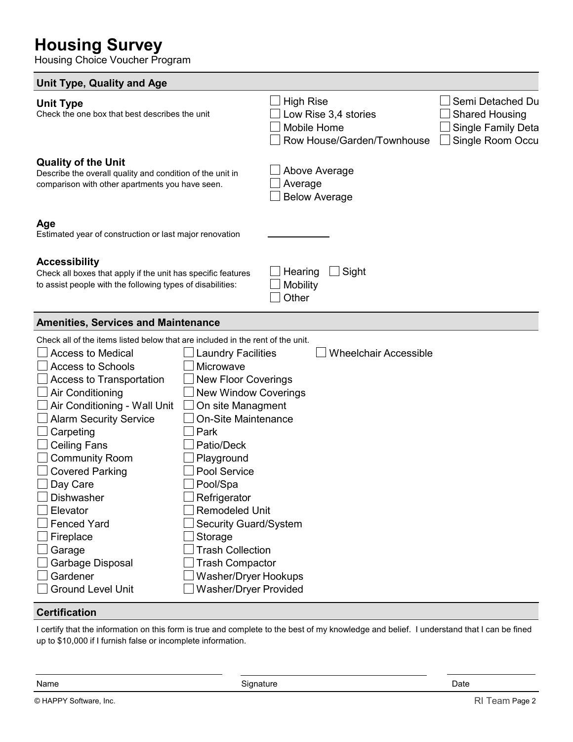# Housing Survey

Housing Choice Voucher Program

## Unit Type, Quality and Age

**Unit Type**

Check the one box that best describes the unit

- ☐ High Rise
- ☐ Low Rise 3,4 stories
- ☐ Mobile Home
- ☐ Row House/Garden/Townhouse
- ☐ Semi Detached Du
- ☐ Shared Housing
- ☐ Single Family Deta
- ☐ Single Room Occu

**Quality of the Unit**

Describe the overall quality and condition of the unit in comparison with other apartments you have seen.

- ☐ Above Average
- ☐ Average
- ☐ Below Average

**Age**

Estimated year of construction or last major renovation

\_\_\_\_\_\_\_\_\_\_\_\_

**Accessibility**

Check all boxes that apply if the unit has specific features to assist people with the following types of disabilities:

- ☐ Hearing
- ☐ Sight
- ☐ Mobility
- ☐ Other

## Amenities, Services and Maintenance

Check all of the items listed below that are included in the rent of the unit.

- ☐ Access to Medical
- ☐ Access to Schools
- ☐ Access to Transportation
- ☐ Air Conditioning
- ☐ Air Conditioning - Wall Unit
- ☐ Alarm Security Service
- ☐ Carpeting
- ☐ Ceiling Fans
- ☐ Community Room
- ☐ Covered Parking
- ☐ Day Care
- ☐ Dishwasher
- ☐ Elevator
- ☐ Fenced Yard
- ☐ Fireplace
- ☐ Garage
- ☐ Garbage Disposal
- ☐ Gardener
- ☐ Ground Level Unit
- ☐ Laundry Facilities
- ☐ Microwave
- ☐ New Floor Coverings
- ☐ New Window Coverings
- ☐ On site Managment
- ☐ On-Site Maintenance
- ☐ Park
- ☐ Patio/Deck
- ☐ Playground
- ☐ Pool Service
- ☐ Pool/Spa
- ☐ Refrigerator
- ☐ Remodeled Unit
- ☐ Security Guard/System
- ☐ Storage
- ☐ Trash Collection
- ☐ Trash Compactor
- ☐ Washer/Dryer Hookups
- ☐ Washer/Dryer Provided
- ☐ Wheelchair Accessible

## Certification

I certify that the information on this form is true and complete to the best of my knowledge and belief. I understand that I can be fined up to $10,000 if I furnish false or incomplete information.

\_\_\_\_\_\_\_\_\_\_\_\_\_\_\_\_\_\_\_\_ \_\_\_\_\_\_\_\_\_\_\_\_\_\_\_\_\_\_\_\_ \_\_\_\_\_\_\_\_\_\_

Name | Signature | Date

© HAPPY Software, Inc. RI Team